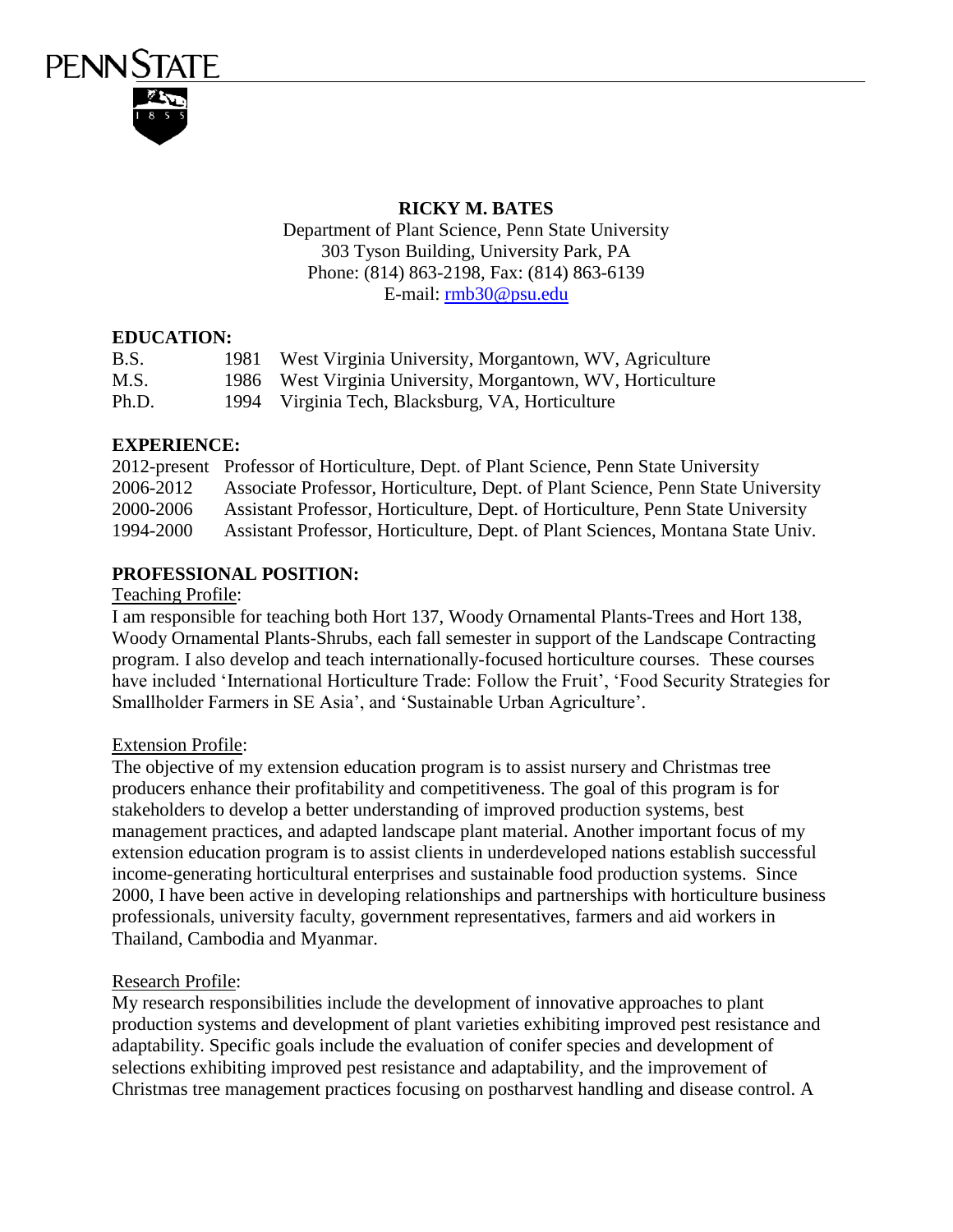# RICKY M. BATES

Department of Plant Science, Penn State University
303 Tyson Building, University Park, PA
Phone: (814) 863-2198, Fax: (814) 863-6139
E-mail: rmb30@psu.edu

## EDUCATION:

| | | |
|---|---|---|
| B.S. | 1981 | West Virginia University, Morgantown, WV, Agriculture |
| M.S. | 1986 | West Virginia University, Morgantown, WV, Horticulture |
| Ph.D. | 1994 | Virginia Tech, Blacksburg, VA, Horticulture |

## EXPERIENCE:

| | |
|---|---|
| 2012-present | Professor of Horticulture, Dept. of Plant Science, Penn State University |
| 2006-2012 | Associate Professor, Horticulture, Dept. of Plant Science, Penn State University |
| 2000-2006 | Assistant Professor, Horticulture, Dept. of Horticulture, Penn State University |
| 1994-2000 | Assistant Professor, Horticulture, Dept. of Plant Sciences, Montana State Univ. |

## PROFESSIONAL POSITION:

Teaching Profile:

I am responsible for teaching both Hort 137, Woody Ornamental Plants-Trees and Hort 138, Woody Ornamental Plants-Shrubs, each fall semester in support of the Landscape Contracting program. I also develop and teach internationally-focused horticulture courses. These courses have included 'International Horticulture Trade: Follow the Fruit', 'Food Security Strategies for Smallholder Farmers in SE Asia', and 'Sustainable Urban Agriculture'.

Extension Profile:

The objective of my extension education program is to assist nursery and Christmas tree producers enhance their profitability and competitiveness. The goal of this program is for stakeholders to develop a better understanding of improved production systems, best management practices, and adapted landscape plant material. Another important focus of my extension education program is to assist clients in underdeveloped nations establish successful income-generating horticultural enterprises and sustainable food production systems. Since 2000, I have been active in developing relationships and partnerships with horticulture business professionals, university faculty, government representatives, farmers and aid workers in Thailand, Cambodia and Myanmar.

Research Profile:

My research responsibilities include the development of innovative approaches to plant production systems and development of plant varieties exhibiting improved pest resistance and adaptability. Specific goals include the evaluation of conifer species and development of selections exhibiting improved pest resistance and adaptability, and the improvement of Christmas tree management practices focusing on postharvest handling and disease control. A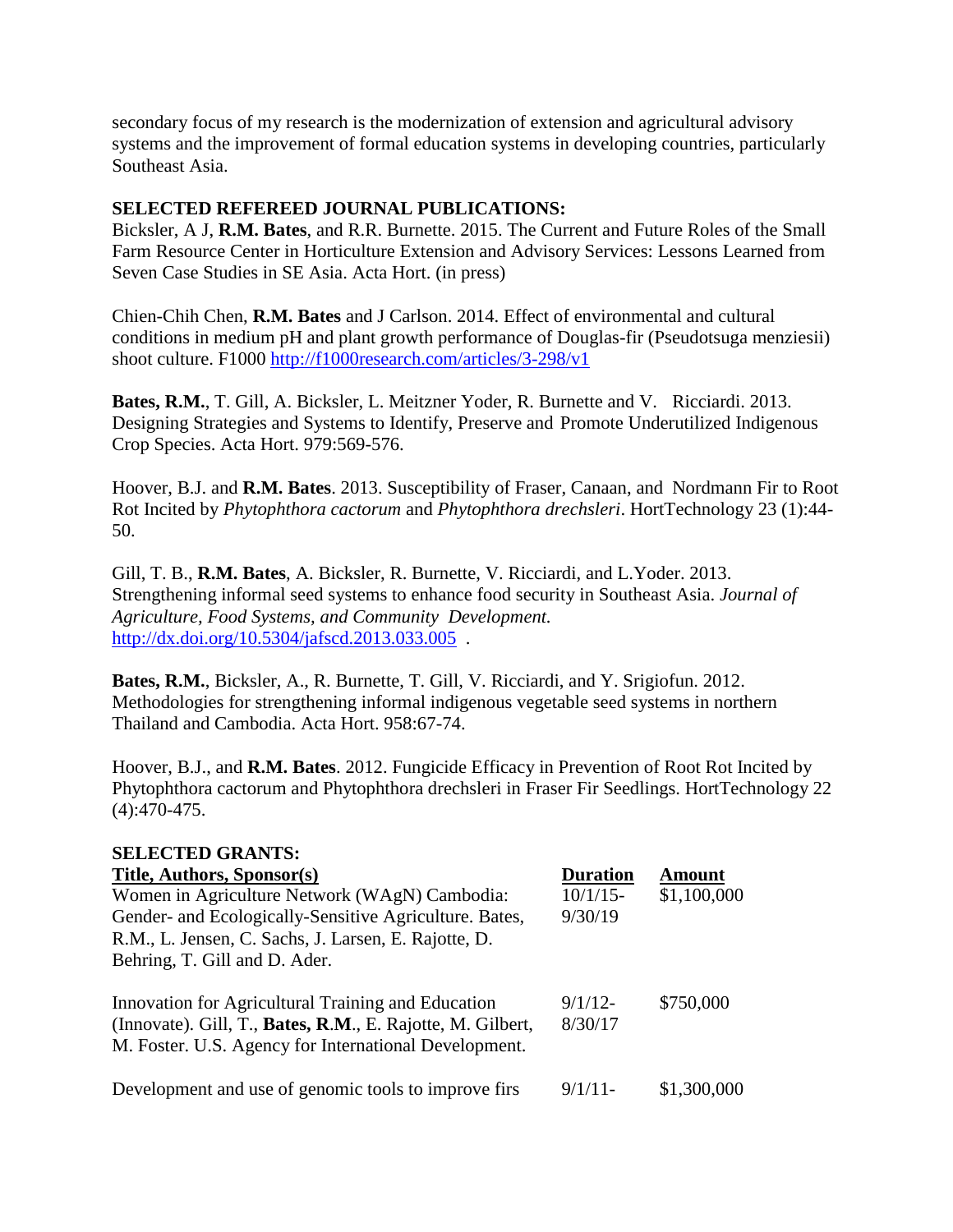secondary focus of my research is the modernization of extension and agricultural advisory systems and the improvement of formal education systems in developing countries, particularly Southeast Asia.

## SELECTED REFEREED JOURNAL PUBLICATIONS:

Bicksler, A J, **R.M. Bates**, and R.R. Burnette. 2015. The Current and Future Roles of the Small Farm Resource Center in Horticulture Extension and Advisory Services: Lessons Learned from Seven Case Studies in SE Asia. Acta Hort. (in press)

Chien-Chih Chen, **R.M. Bates** and J Carlson. 2014. Effect of environmental and cultural conditions in medium pH and plant growth performance of Douglas-fir (Pseudotsuga menziesii) shoot culture. F1000 http://f1000research.com/articles/3-298/v1

**Bates, R.M.**, T. Gill, A. Bicksler, L. Meitzner Yoder, R. Burnette and V. Ricciardi. 2013. Designing Strategies and Systems to Identify, Preserve and Promote Underutilized Indigenous Crop Species. Acta Hort. 979:569-576.

Hoover, B.J. and **R.M. Bates**. 2013. Susceptibility of Fraser, Canaan, and Nordmann Fir to Root Rot Incited by *Phytophthora cactorum* and *Phytophthora drechsleri*. HortTechnology 23 (1):44-50.

Gill, T. B., **R.M. Bates**, A. Bicksler, R. Burnette, V. Ricciardi, and L.Yoder. 2013. Strengthening informal seed systems to enhance food security in Southeast Asia. *Journal of Agriculture, Food Systems, and Community Development.* http://dx.doi.org/10.5304/jafscd.2013.033.005 .

**Bates, R.M.**, Bicksler, A., R. Burnette, T. Gill, V. Ricciardi, and Y. Srigiofun. 2012. Methodologies for strengthening informal indigenous vegetable seed systems in northern Thailand and Cambodia. Acta Hort. 958:67-74.

Hoover, B.J., and **R.M. Bates**. 2012. Fungicide Efficacy in Prevention of Root Rot Incited by Phytophthora cactorum and Phytophthora drechsleri in Fraser Fir Seedlings. HortTechnology 22 (4):470-475.

## SELECTED GRANTS:

| Title, Authors, Sponsor(s) | Duration | Amount |
|---|---|---|
| Women in Agriculture Network (WAgN) Cambodia: Gender- and Ecologically-Sensitive Agriculture. Bates, R.M., L. Jensen, C. Sachs, J. Larsen, E. Rajotte, D. Behring, T. Gill and D. Ader. | 10/1/15-9/30/19 | $1,100,000 |
| Innovation for Agricultural Training and Education (Innovate). Gill, T., **Bates, R.M.**, E. Rajotte, M. Gilbert, M. Foster. U.S. Agency for International Development. | 9/1/12-8/30/17 | $750,000 |
| Development and use of genomic tools to improve firs | 9/1/11- | $1,300,000 |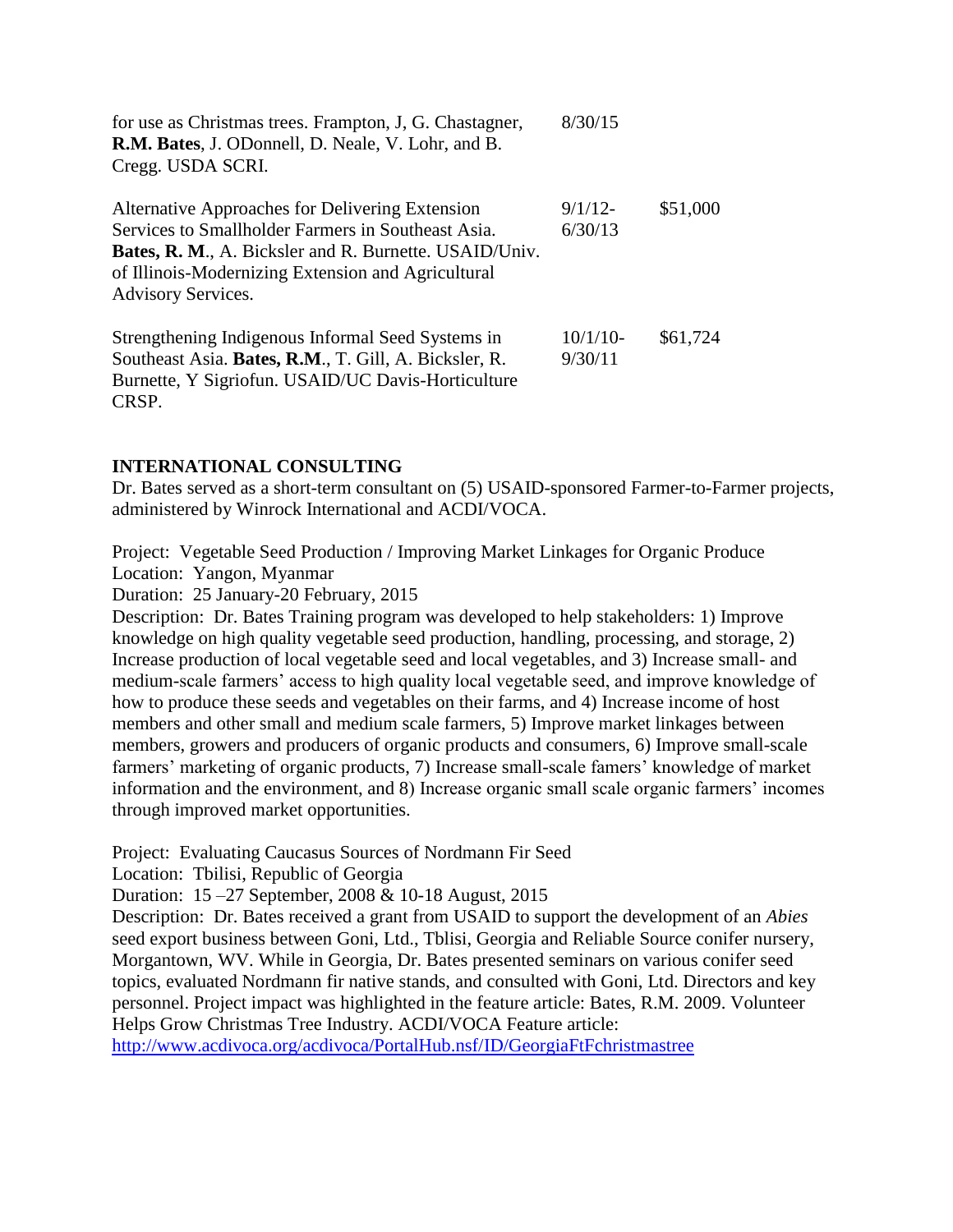| | | |
|---|---|---|
| for use as Christmas trees. Frampton, J, G. Chastagner, **R.M. Bates**, J. ODonnell, D. Neale, V. Lohr, and B. Cregg. USDA SCRI. | 8/30/15 | |
| Alternative Approaches for Delivering Extension Services to Smallholder Farmers in Southeast Asia. **Bates, R. M**., A. Bicksler and R. Burnette. USAID/Univ. of Illinois-Modernizing Extension and Agricultural Advisory Services. | 9/1/12-6/30/13 | $51,000 |
| Strengthening Indigenous Informal Seed Systems in Southeast Asia. **Bates, R.M**., T. Gill, A. Bicksler, R. Burnette, Y Sigriofun. USAID/UC Davis-Horticulture CRSP. | 10/1/10-9/30/11 | $61,724 |

## INTERNATIONAL CONSULTING

Dr. Bates served as a short-term consultant on (5) USAID-sponsored Farmer-to-Farmer projects, administered by Winrock International and ACDI/VOCA.

Project: Vegetable Seed Production / Improving Market Linkages for Organic Produce
Location: Yangon, Myanmar
Duration: 25 January-20 February, 2015
Description: Dr. Bates Training program was developed to help stakeholders: 1) Improve knowledge on high quality vegetable seed production, handling, processing, and storage, 2) Increase production of local vegetable seed and local vegetables, and 3) Increase small- and medium-scale farmers' access to high quality local vegetable seed, and improve knowledge of how to produce these seeds and vegetables on their farms, and 4) Increase income of host members and other small and medium scale farmers, 5) Improve market linkages between members, growers and producers of organic products and consumers, 6) Improve small-scale farmers' marketing of organic products, 7) Increase small-scale famers' knowledge of market information and the environment, and 8) Increase organic small scale organic farmers' incomes through improved market opportunities.

Project: Evaluating Caucasus Sources of Nordmann Fir Seed
Location: Tbilisi, Republic of Georgia
Duration: 15 –27 September, 2008 & 10-18 August, 2015
Description: Dr. Bates received a grant from USAID to support the development of an *Abies* seed export business between Goni, Ltd., Tblisi, Georgia and Reliable Source conifer nursery, Morgantown, WV. While in Georgia, Dr. Bates presented seminars on various conifer seed topics, evaluated Nordmann fir native stands, and consulted with Goni, Ltd. Directors and key personnel. Project impact was highlighted in the feature article: Bates, R.M. 2009. Volunteer Helps Grow Christmas Tree Industry. ACDI/VOCA Feature article: http://www.acdivoca.org/acdivoca/PortalHub.nsf/ID/GeorgiaFtFchristmastree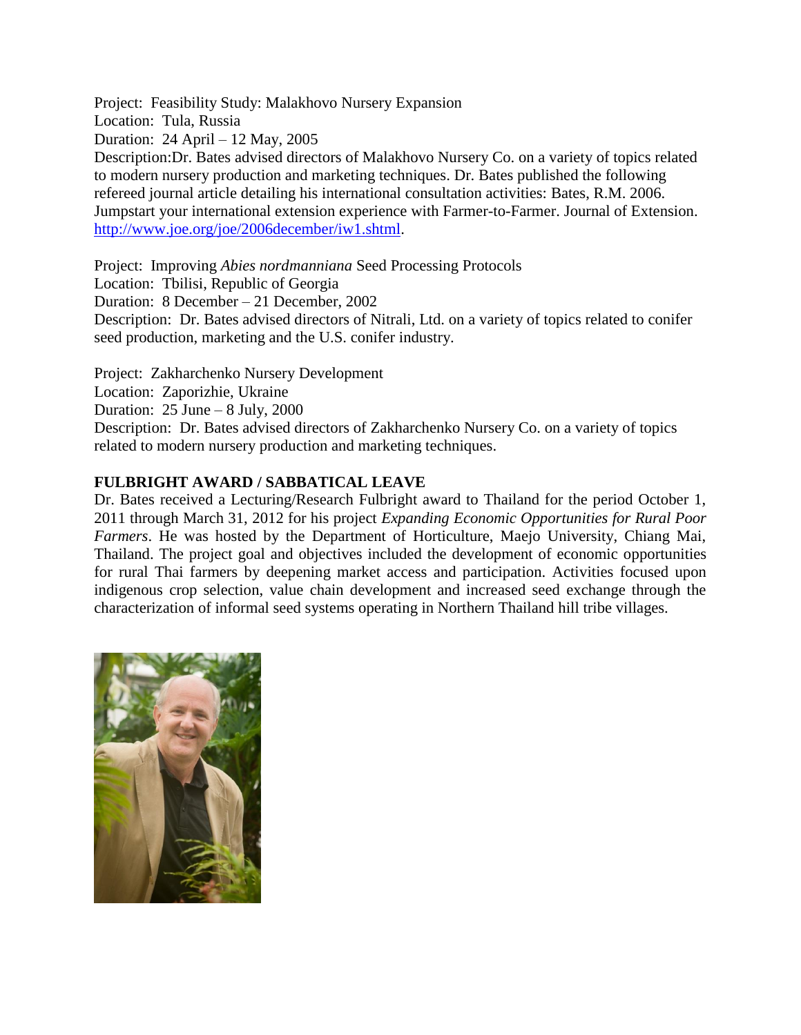Project: Feasibility Study: Malakhovo Nursery Expansion
Location: Tula, Russia
Duration: 24 April – 12 May, 2005
Description:Dr. Bates advised directors of Malakhovo Nursery Co. on a variety of topics related to modern nursery production and marketing techniques. Dr. Bates published the following refereed journal article detailing his international consultation activities: Bates, R.M. 2006. Jumpstart your international extension experience with Farmer-to-Farmer. Journal of Extension. http://www.joe.org/joe/2006december/iw1.shtml.

Project: Improving *Abies nordmanniana* Seed Processing Protocols
Location: Tbilisi, Republic of Georgia
Duration: 8 December – 21 December, 2002
Description: Dr. Bates advised directors of Nitrali, Ltd. on a variety of topics related to conifer seed production, marketing and the U.S. conifer industry.

Project: Zakharchenko Nursery Development
Location: Zaporizhie, Ukraine
Duration: 25 June – 8 July, 2000
Description: Dr. Bates advised directors of Zakharchenko Nursery Co. on a variety of topics related to modern nursery production and marketing techniques.

**FULBRIGHT AWARD / SABBATICAL LEAVE**

Dr. Bates received a Lecturing/Research Fulbright award to Thailand for the period October 1, 2011 through March 31, 2012 for his project *Expanding Economic Opportunities for Rural Poor Farmers*. He was hosted by the Department of Horticulture, Maejo University, Chiang Mai, Thailand. The project goal and objectives included the development of economic opportunities for rural Thai farmers by deepening market access and participation. Activities focused upon indigenous crop selection, value chain development and increased seed exchange through the characterization of informal seed systems operating in Northern Thailand hill tribe villages.